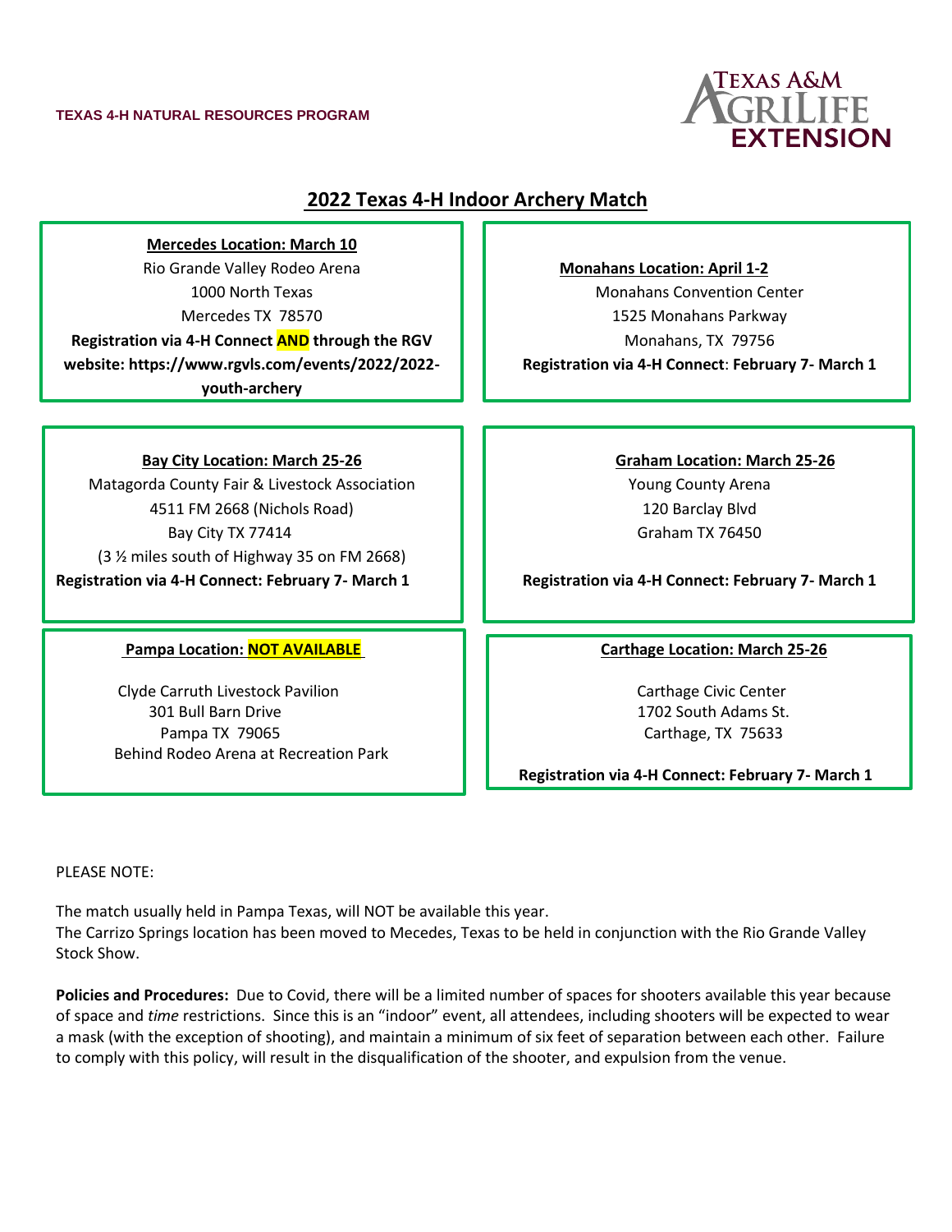TEXAS 4-H NATURAL RESOURCES PROGRAM

Texas A&M AgriLife Extension

# 2022 Texas 4-H Indoor Archery Match

**Mercedes Location: March 10**
Rio Grande Valley Rodeo Arena
1000 North Texas
Mercedes TX 78570
**Registration via 4-H Connect AND through the RGV website: https://www.rgvls.com/events/2022/2022-youth-archery**

**Monahans Location: April 1-2**
Monahans Convention Center
1525 Monahans Parkway
Monahans, TX 79756
**Registration via 4-H Connect: February 7- March 1**

**Bay City Location: March 25-26**
Matagorda County Fair & Livestock Association
4511 FM 2668 (Nichols Road)
Bay City TX 77414
(3 ½ miles south of Highway 35 on FM 2668)
**Registration via 4-H Connect: February 7- March 1**

**Graham Location: March 25-26**
Young County Arena
120 Barclay Blvd
Graham TX 76450
**Registration via 4-H Connect: February 7- March 1**

**Pampa Location: NOT AVAILABLE**
Clyde Carruth Livestock Pavilion
301 Bull Barn Drive
Pampa TX 79065
Behind Rodeo Arena at Recreation Park

**Carthage Location: March 25-26**
Carthage Civic Center
1702 South Adams St.
Carthage, TX 75633
**Registration via 4-H Connect: February 7- March 1**

PLEASE NOTE:

The match usually held in Pampa Texas, will NOT be available this year.
The Carrizo Springs location has been moved to Mecedes, Texas to be held in conjunction with the Rio Grande Valley Stock Show.

**Policies and Procedures:** Due to Covid, there will be a limited number of spaces for shooters available this year because of space and *time* restrictions. Since this is an "indoor" event, all attendees, including shooters will be expected to wear a mask (with the exception of shooting), and maintain a minimum of six feet of separation between each other. Failure to comply with this policy, will result in the disqualification of the shooter, and expulsion from the venue.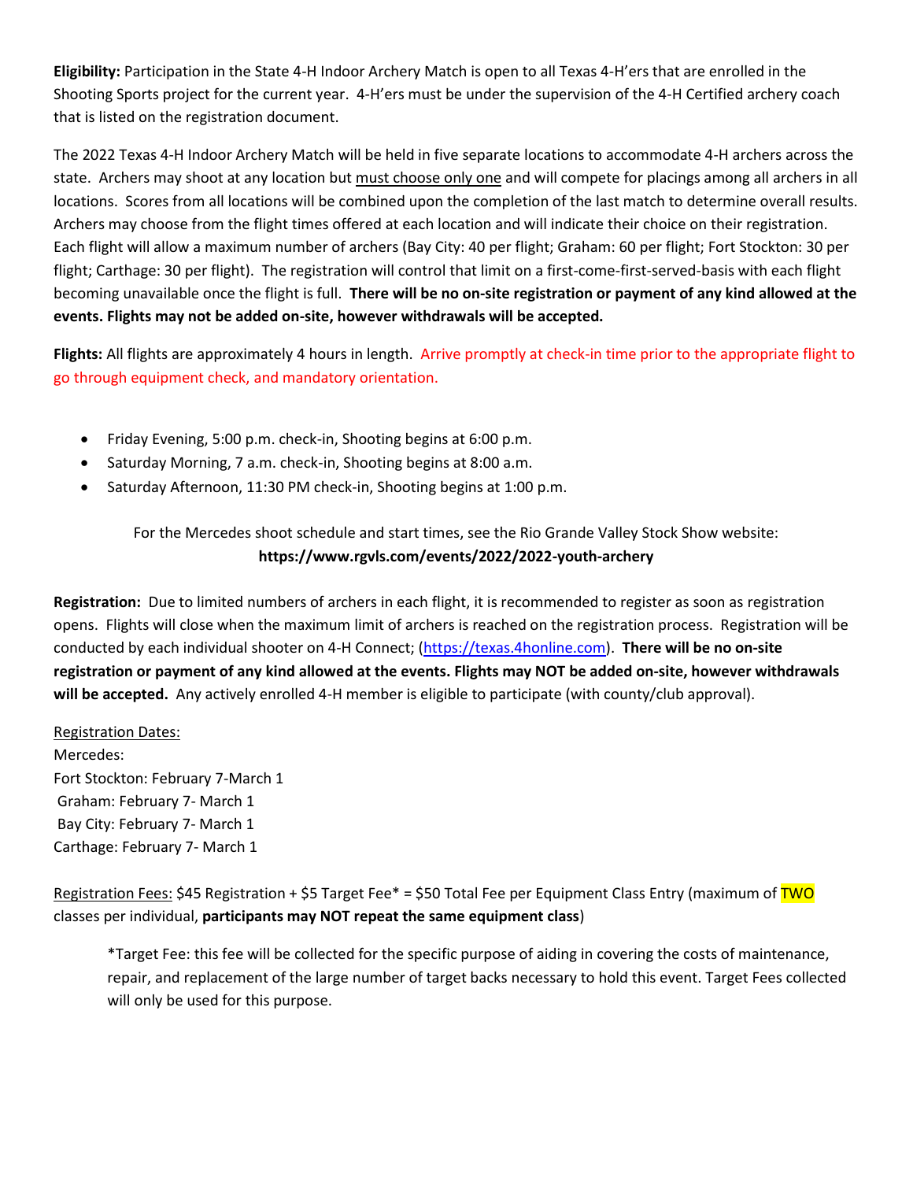**Eligibility:** Participation in the State 4-H Indoor Archery Match is open to all Texas 4-H'ers that are enrolled in the Shooting Sports project for the current year. 4-H'ers must be under the supervision of the 4-H Certified archery coach that is listed on the registration document.

The 2022 Texas 4-H Indoor Archery Match will be held in five separate locations to accommodate 4-H archers across the state. Archers may shoot at any location but must choose only one and will compete for placings among all archers in all locations. Scores from all locations will be combined upon the completion of the last match to determine overall results. Archers may choose from the flight times offered at each location and will indicate their choice on their registration. Each flight will allow a maximum number of archers (Bay City: 40 per flight; Graham: 60 per flight; Fort Stockton: 30 per flight; Carthage: 30 per flight). The registration will control that limit on a first-come-first-served-basis with each flight becoming unavailable once the flight is full. **There will be no on-site registration or payment of any kind allowed at the events. Flights may not be added on-site, however withdrawals will be accepted.**

**Flights:** All flights are approximately 4 hours in length. Arrive promptly at check-in time prior to the appropriate flight to go through equipment check, and mandatory orientation.

- Friday Evening, 5:00 p.m. check-in, Shooting begins at 6:00 p.m.
- Saturday Morning, 7 a.m. check-in, Shooting begins at 8:00 a.m.
- Saturday Afternoon, 11:30 PM check-in, Shooting begins at 1:00 p.m.

For the Mercedes shoot schedule and start times, see the Rio Grande Valley Stock Show website:
**https://www.rgvls.com/events/2022/2022-youth-archery**

**Registration:** Due to limited numbers of archers in each flight, it is recommended to register as soon as registration opens. Flights will close when the maximum limit of archers is reached on the registration process. Registration will be conducted by each individual shooter on 4-H Connect; (https://texas.4honline.com). **There will be no on-site registration or payment of any kind allowed at the events. Flights may NOT be added on-site, however withdrawals will be accepted.** Any actively enrolled 4-H member is eligible to participate (with county/club approval).

Registration Dates:
Mercedes:
Fort Stockton: February 7-March 1
Graham: February 7- March 1
Bay City: February 7- March 1
Carthage: February 7- March 1

Registration Fees: $45 Registration + $5 Target Fee* = $50 Total Fee per Equipment Class Entry (maximum of TWO classes per individual, **participants may NOT repeat the same equipment class**)

> *Target Fee: this fee will be collected for the specific purpose of aiding in covering the costs of maintenance, repair, and replacement of the large number of target backs necessary to hold this event. Target Fees collected will only be used for this purpose.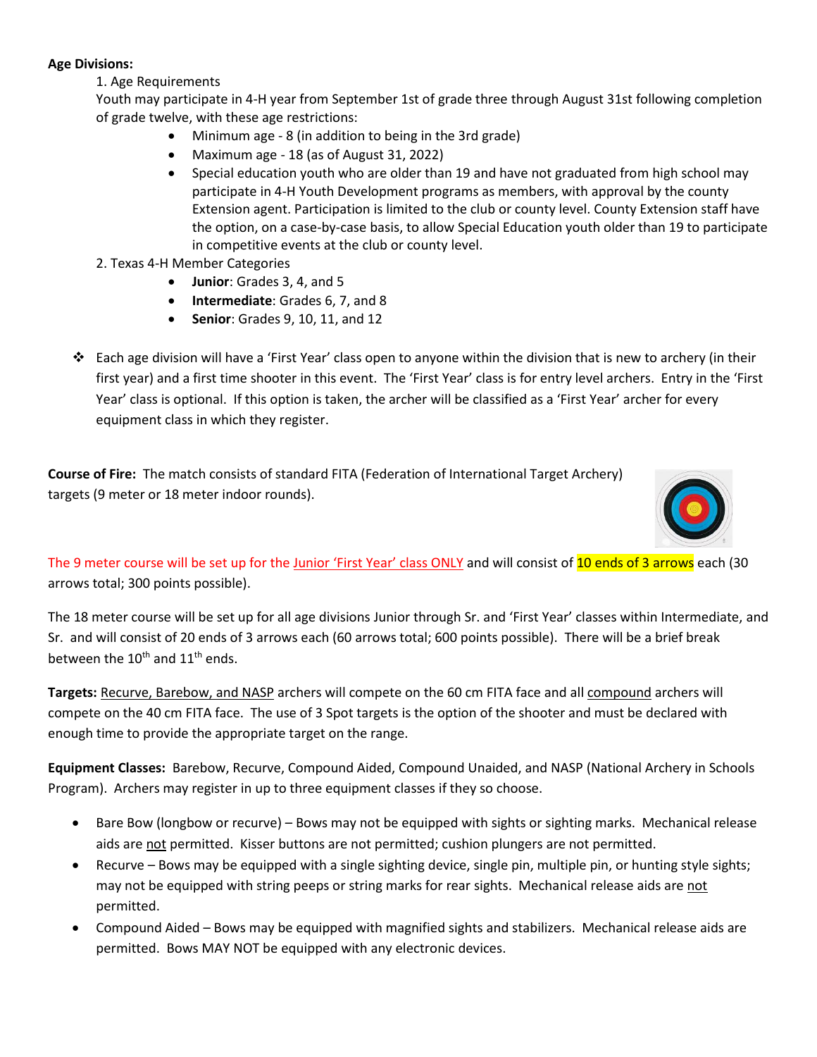**Age Divisions:**

1. Age Requirements

Youth may participate in 4-H year from September 1st of grade three through August 31st following completion of grade twelve, with these age restrictions:

- Minimum age - 8 (in addition to being in the 3rd grade)
- Maximum age - 18 (as of August 31, 2022)
- Special education youth who are older than 19 and have not graduated from high school may participate in 4-H Youth Development programs as members, with approval by the county Extension agent. Participation is limited to the club or county level. County Extension staff have the option, on a case-by-case basis, to allow Special Education youth older than 19 to participate in competitive events at the club or county level.

2. Texas 4-H Member Categories

- **Junior**: Grades 3, 4, and 5
- **Intermediate**: Grades 6, 7, and 8
- **Senior**: Grades 9, 10, 11, and 12

❖ Each age division will have a 'First Year' class open to anyone within the division that is new to archery (in their first year) and a first time shooter in this event. The 'First Year' class is for entry level archers. Entry in the 'First Year' class is optional. If this option is taken, the archer will be classified as a 'First Year' archer for every equipment class in which they register.

**Course of Fire:** The match consists of standard FITA (Federation of International Target Archery) targets (9 meter or 18 meter indoor rounds).

The 9 meter course will be set up for the Junior 'First Year' class ONLY and will consist of 10 ends of 3 arrows each (30 arrows total; 300 points possible).

The 18 meter course will be set up for all age divisions Junior through Sr. and 'First Year' classes within Intermediate, and Sr. and will consist of 20 ends of 3 arrows each (60 arrows total; 600 points possible). There will be a brief break between the 10th and 11th ends.

**Targets:** Recurve, Barebow, and NASP archers will compete on the 60 cm FITA face and all compound archers will compete on the 40 cm FITA face. The use of 3 Spot targets is the option of the shooter and must be declared with enough time to provide the appropriate target on the range.

**Equipment Classes:** Barebow, Recurve, Compound Aided, Compound Unaided, and NASP (National Archery in Schools Program). Archers may register in up to three equipment classes if they so choose.

- Bare Bow (longbow or recurve) – Bows may not be equipped with sights or sighting marks. Mechanical release aids are not permitted. Kisser buttons are not permitted; cushion plungers are not permitted.
- Recurve – Bows may be equipped with a single sighting device, single pin, multiple pin, or hunting style sights; may not be equipped with string peeps or string marks for rear sights. Mechanical release aids are not permitted.
- Compound Aided – Bows may be equipped with magnified sights and stabilizers. Mechanical release aids are permitted. Bows MAY NOT be equipped with any electronic devices.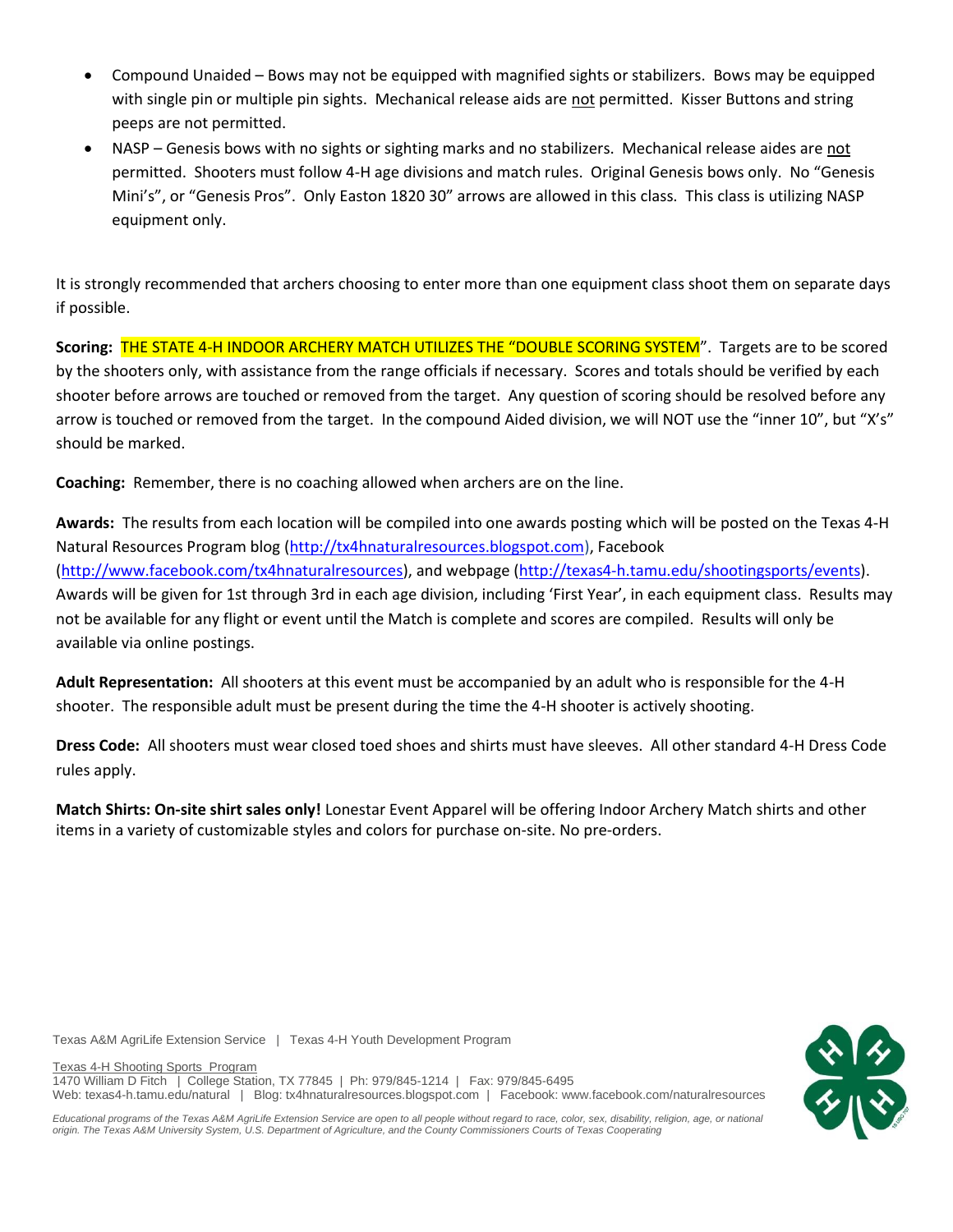- Compound Unaided – Bows may not be equipped with magnified sights or stabilizers. Bows may be equipped with single pin or multiple pin sights. Mechanical release aids are not permitted. Kisser Buttons and string peeps are not permitted.
- NASP – Genesis bows with no sights or sighting marks and no stabilizers. Mechanical release aides are not permitted. Shooters must follow 4-H age divisions and match rules. Original Genesis bows only. No “Genesis Mini’s”, or “Genesis Pros”. Only Easton 1820 30” arrows are allowed in this class. This class is utilizing NASP equipment only.

It is strongly recommended that archers choosing to enter more than one equipment class shoot them on separate days if possible.

**Scoring:** THE STATE 4-H INDOOR ARCHERY MATCH UTILIZES THE “DOUBLE SCORING SYSTEM”. Targets are to be scored by the shooters only, with assistance from the range officials if necessary. Scores and totals should be verified by each shooter before arrows are touched or removed from the target. Any question of scoring should be resolved before any arrow is touched or removed from the target. In the compound Aided division, we will NOT use the “inner 10”, but “X’s” should be marked.

**Coaching:** Remember, there is no coaching allowed when archers are on the line.

**Awards:** The results from each location will be compiled into one awards posting which will be posted on the Texas 4-H Natural Resources Program blog (http://tx4hnaturalresources.blogspot.com), Facebook (http://www.facebook.com/tx4hnaturalresources), and webpage (http://texas4-h.tamu.edu/shootingsports/events). Awards will be given for 1st through 3rd in each age division, including ‘First Year’, in each equipment class. Results may not be available for any flight or event until the Match is complete and scores are compiled. Results will only be available via online postings.

**Adult Representation:** All shooters at this event must be accompanied by an adult who is responsible for the 4-H shooter. The responsible adult must be present during the time the 4-H shooter is actively shooting.

**Dress Code:** All shooters must wear closed toed shoes and shirts must have sleeves. All other standard 4-H Dress Code rules apply.

**Match Shirts: On-site shirt sales only!** Lonestar Event Apparel will be offering Indoor Archery Match shirts and other items in a variety of customizable styles and colors for purchase on-site. No pre-orders.

Texas A&M AgriLife Extension Service | Texas 4-H Youth Development Program

Texas 4-H Shooting Sports Program
1470 William D Fitch | College Station, TX 77845 | Ph: 979/845-1214 | Fax: 979/845-6495
Web: texas4-h.tamu.edu/natural | Blog: tx4hnaturalresources.blogspot.com | Facebook: www.facebook.com/naturalresources

*Educational programs of the Texas A&M AgriLife Extension Service are open to all people without regard to race, color, sex, disability, religion, age, or national origin. The Texas A&M University System, U.S. Department of Agriculture, and the County Commissioners Courts of Texas Cooperating*